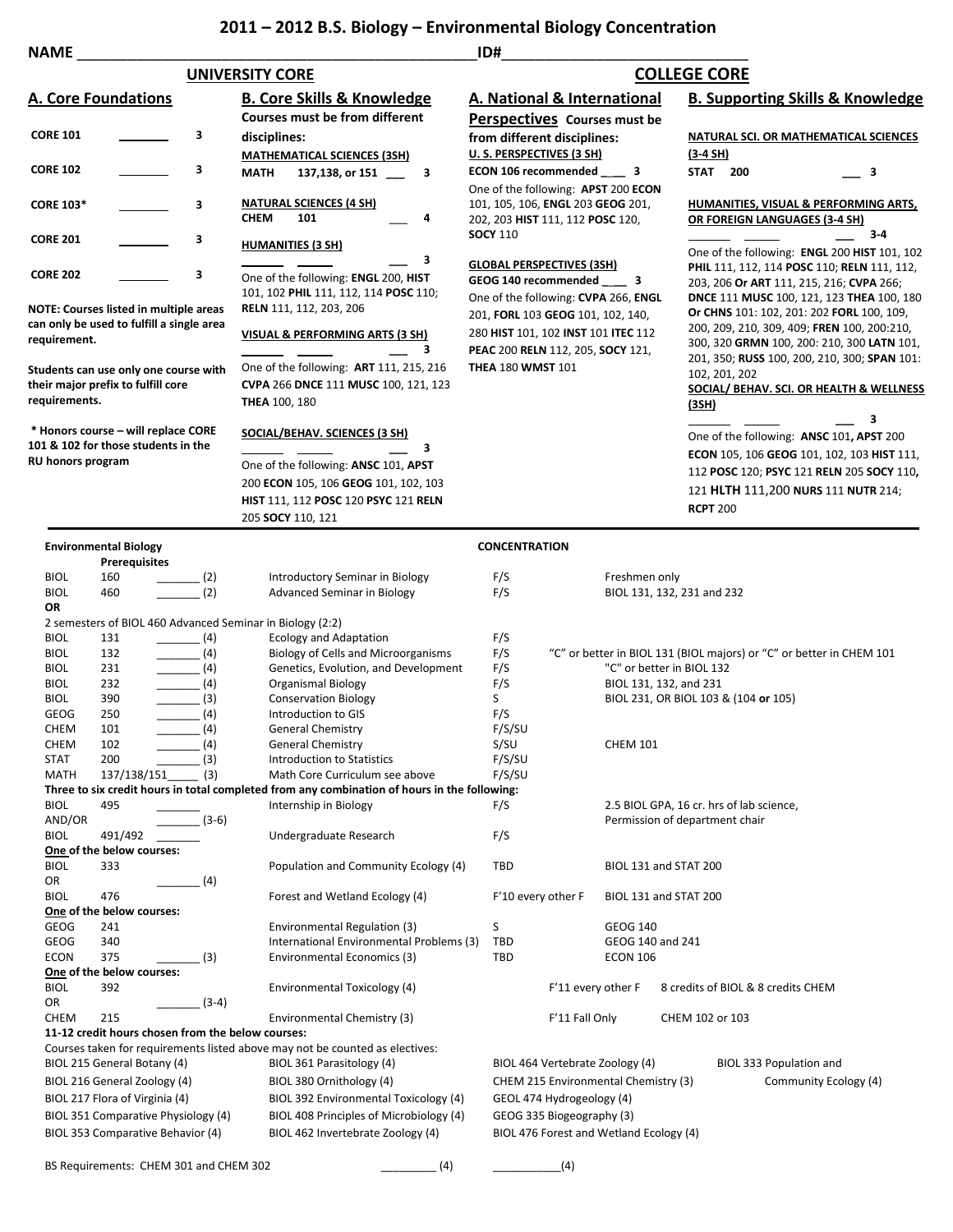# 2011 – 2012 B.S. Biology – Environmental Biology Concentration

NAME ______________________________ ID#______________________________

## UNIVERSITY CORE

### A. Core Foundations

| Course | | Credits |
|---|---|---|
| CORE 101 | _______ | 3 |
| CORE 102 | _______ | 3 |
| CORE 103* | _______ | 3 |
| CORE 201 | _______ | 3 |
| CORE 202 | _______ | 3 |

**NOTE: Courses listed in multiple areas can only be used to fulfill a single area requirement.**

**Students can use only one course with their major prefix to fulfill core requirements.**

**\* Honors course – will replace CORE 101 & 102 for those students in the RU honors program**

### B. Core Skills & Knowledge

**Courses must be from different disciplines:**

**MATHEMATICAL SCIENCES (3SH)**
**MATH 137,138, or 151** ___ **3**

**NATURAL SCIENCES (4 SH)**
**CHEM 101** ___ **4**

**HUMANITIES (3 SH)**
_______ _______ ___ **3**
One of the following: **ENGL** 200, **HIST** 101, 102 **PHIL** 111, 112, 114 **POSC** 110; **RELN** 111, 112, 203, 206

**VISUAL & PERFORMING ARTS (3 SH)**
_______ _______ ___ **3**
One of the following: **ART** 111, 215, 216 **CVPA** 266 **DNCE** 111 **MUSC** 100, 121, 123 **THEA** 100, 180

**SOCIAL/BEHAV. SCIENCES (3 SH)**
_______ _______ ___ **3**
One of the following: **ANSC** 101, **APST** 200 **ECON** 105, 106 **GEOG** 101, 102, 103 **HIST** 111, 112 **POSC** 120 **PSYC** 121 **RELN** 205 **SOCY** 110, 121

## COLLEGE CORE

### A. National & International Perspectives

**Courses must be from different disciplines:**

**U. S. PERSPECTIVES (3 SH)**
**ECON 106 recommended** ___ **3**
One of the following: **APST** 200 **ECON** 101, 105, 106, **ENGL** 203 **GEOG** 201, 202, 203 **HIST** 111, 112 **POSC** 120, **SOCY** 110

**GLOBAL PERSPECTIVES (3SH)**
**GEOG 140 recommended** ___ **3**
One of the following: **CVPA** 266, **ENGL** 201, **FORL** 103 **GEOG** 101, 102, 140, 280 **HIST** 101, 102 **INST** 101 **ITEC** 112 **PEAC** 200 **RELN** 112, 205, **SOCY** 121, **THEA** 180 **WMST** 101

### B. Supporting Skills & Knowledge

**NATURAL SCI. OR MATHEMATICAL SCIENCES (3-4 SH)**
**STAT 200** ___ **3**

**HUMANITIES, VISUAL & PERFORMING ARTS, OR FOREIGN LANGUAGES (3-4 SH)**
_______ _______ ___ **3-4**
One of the following: **ENGL** 200 **HIST** 101, 102 **PHIL** 111, 112, 114 **POSC** 110; **RELN** 111, 112, 203, 206 **Or ART** 111, 215, 216; **CVPA** 266; **DNCE** 111 **MUSC** 100, 121, 123 **THEA** 100, 180 **Or CHNS** 101: 102, 201: 202 **FORL** 100, 109, 200, 209, 210, 309, 409; **FREN** 100, 200:210, 300, 320 **GRMN** 100, 200: 210, 300 **LATN** 101, 201, 350; **RUSS** 100, 200, 210, 300; **SPAN** 101: 102, 201, 202

**SOCIAL/ BEHAV. SCI. OR HEALTH & WELLNESS (3SH)**
_______ _______ ___ **3**
One of the following: **ANSC** 101**, APST** 200 **ECON** 105, 106 **GEOG** 101, 102, 103 **HIST** 111, 112 **POSC** 120; **PSYC** 121 **RELN** 205 **SOCY** 110**,** 121 **HLTH** 111,200 **NURS** 111 **NUTR** 214; **RCPT** 200

---

## Environmental Biology CONCENTRATION

| Course | | Credits | Title | Offered | Prerequisites |
|---|---|---|---|---|---|
| BIOL | 160 | _______ (2) | Introductory Seminar in Biology | F/S | Freshmen only |
| BIOL | 460 | _______ (2) | Advanced Seminar in Biology | F/S | BIOL 131, 132, 231 and 232 |
| **OR** | | | | | |
| 2 semesters of BIOL 460 Advanced Seminar in Biology (2:2) | | | | | |
| BIOL | 131 | _______ (4) | Ecology and Adaptation | F/S | |
| BIOL | 132 | _______ (4) | Biology of Cells and Microorganisms | F/S | "C" or better in BIOL 131 (BIOL majors) or "C" or better in CHEM 101 |
| BIOL | 231 | _______ (4) | Genetics, Evolution, and Development | F/S | "C" or better in BIOL 132 |
| BIOL | 232 | _______ (4) | Organismal Biology | F/S | BIOL 131, 132, and 231 |
| BIOL | 390 | _______ (3) | Conservation Biology | S | BIOL 231, OR BIOL 103 & (104 **or** 105) |
| GEOG | 250 | _______ (4) | Introduction to GIS | F/S | |
| CHEM | 101 | _______ (4) | General Chemistry | F/S/SU | |
| CHEM | 102 | _______ (4) | General Chemistry | S/SU | CHEM 101 |
| STAT | 200 | _______ (3) | Introduction to Statistics | F/S/SU | |
| MATH | 137/138/151 | _____ (3) | Math Core Curriculum see above | F/S/SU | |
| **Three to six credit hours in total completed from any combination of hours in the following:** | | | | | |
| BIOL | 495 | _______ | Internship in Biology | F/S | 2.5 BIOL GPA, 16 cr. hrs of lab science, |
| AND/OR | | _______ (3-6) | | | Permission of department chair |
| BIOL | 491/492 | _______ | Undergraduate Research | F/S | |
| **One of the below courses:** | | | | | |
| BIOL | 333 | | Population and Community Ecology (4) | TBD | BIOL 131 and STAT 200 |
| OR | | _______ (4) | | | |
| BIOL | 476 | | Forest and Wetland Ecology (4) | F'10 every other F | BIOL 131 and STAT 200 |
| **One of the below courses:** | | | | | |
| GEOG | 241 | | Environmental Regulation (3) | S | GEOG 140 |
| GEOG | 340 | | International Environmental Problems (3) | TBD | GEOG 140 and 241 |
| ECON | 375 | _______ (3) | Environmental Economics (3) | TBD | ECON 106 |
| **One of the below courses:** | | | | | |
| BIOL | 392 | | Environmental Toxicology (4) | F'11 every other F | 8 credits of BIOL & 8 credits CHEM |
| OR | | _______ (3-4) | | | |
| CHEM | 215 | | Environmental Chemistry (3) | F'11 Fall Only | CHEM 102 or 103 |

**11-12 credit hours chosen from the below courses:**

Courses taken for requirements listed above may not be counted as electives:

| | | | |
|---|---|---|---|
| BIOL 215 General Botany (4) | BIOL 361 Parasitology (4) | BIOL 464 Vertebrate Zoology (4) | BIOL 333 Population and Community Ecology (4) |
| BIOL 216 General Zoology (4) | BIOL 380 Ornithology (4) | CHEM 215 Environmental Chemistry (3) | |
| BIOL 217 Flora of Virginia (4) | BIOL 392 Environmental Toxicology (4) | GEOL 474 Hydrogeology (4) | |
| BIOL 351 Comparative Physiology (4) | BIOL 408 Principles of Microbiology (4) | GEOG 335 Biogeography (3) | |
| BIOL 353 Comparative Behavior (4) | BIOL 462 Invertebrate Zoology (4) | BIOL 476 Forest and Wetland Ecology (4) | |

BS Requirements: CHEM 301 and CHEM 302 _________ (4) ___________(4)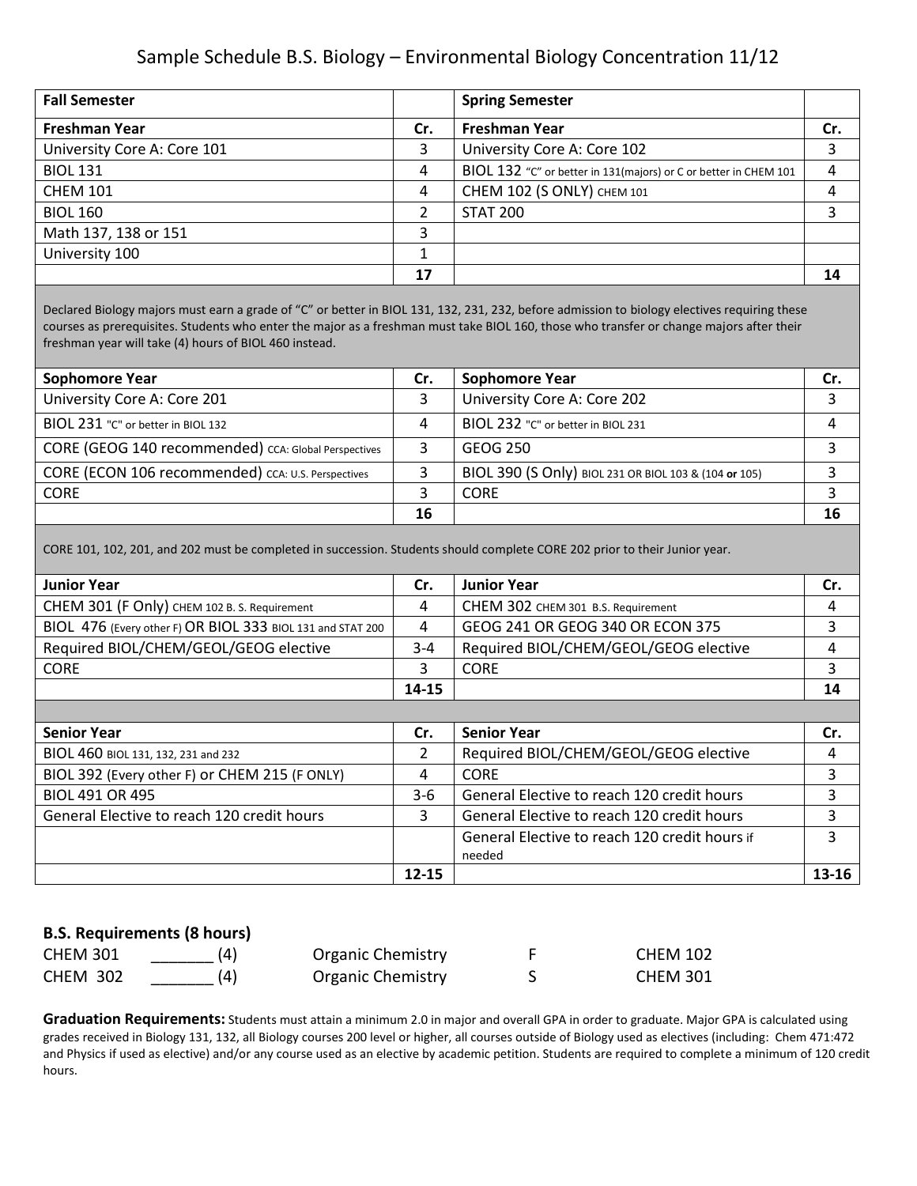# Sample Schedule B.S. Biology – Environmental Biology Concentration 11/12

| Fall Semester | | Spring Semester | |
|---|---|---|---|
| **Freshman Year** | **Cr.** | **Freshman Year** | **Cr.** |
| University Core A: Core 101 | 3 | University Core A: Core 102 | 3 |
| BIOL 131 | 4 | BIOL 132 "C" or better in 131(majors) or C or better in CHEM 101 | 4 |
| CHEM 101 | 4 | CHEM 102 (S ONLY) CHEM 101 | 4 |
| BIOL 160 | 2 | STAT 200 | 3 |
| Math 137, 138 or 151 | 3 | | |
| University 100 | 1 | | |
| | **17** | | **14** |
| Declared Biology majors must earn a grade of "C" or better in BIOL 131, 132, 231, 232, before admission to biology electives requiring these courses as prerequisites. Students who enter the major as a freshman must take BIOL 160, those who transfer or change majors after their freshman year will take (4) hours of BIOL 460 instead. | | | |
| **Sophomore Year** | **Cr.** | **Sophomore Year** | **Cr.** |
| University Core A: Core 201 | 3 | University Core A: Core 202 | 3 |
| BIOL 231 "C" or better in BIOL 132 | 4 | BIOL 232 "C" or better in BIOL 231 | 4 |
| CORE (GEOG 140 recommended) CCA: Global Perspectives | 3 | GEOG 250 | 3 |
| CORE (ECON 106 recommended) CCA: U.S. Perspectives | 3 | BIOL 390 (S Only) BIOL 231 OR BIOL 103 & (104 **or** 105) | 3 |
| CORE | 3 | CORE | 3 |
| | **16** | | **16** |
| CORE 101, 102, 201, and 202 must be completed in succession. Students should complete CORE 202 prior to their Junior year. | | | |
| **Junior Year** | **Cr.** | **Junior Year** | **Cr.** |
| CHEM 301 (F Only) CHEM 102 B. S. Requirement | 4 | CHEM 302 CHEM 301 B.S. Requirement | 4 |
| BIOL 476 (Every other F) OR BIOL 333 BIOL 131 and STAT 200 | 4 | GEOG 241 OR GEOG 340 OR ECON 375 | 3 |
| Required BIOL/CHEM/GEOL/GEOG elective | 3-4 | Required BIOL/CHEM/GEOL/GEOG elective | 4 |
| CORE | 3 | CORE | 3 |
| | **14-15** | | **14** |
| | | | |
| **Senior Year** | **Cr.** | **Senior Year** | **Cr.** |
| BIOL 460 BIOL 131, 132, 231 and 232 | 2 | Required BIOL/CHEM/GEOL/GEOG elective | 4 |
| BIOL 392 (Every other F) or CHEM 215 (F ONLY) | 4 | CORE | 3 |
| BIOL 491 OR 495 | 3-6 | General Elective to reach 120 credit hours | 3 |
| General Elective to reach 120 credit hours | 3 | General Elective to reach 120 credit hours | 3 |
| | | General Elective to reach 120 credit hours if needed | 3 |
| | **12-15** | | **13-16** |

### B.S. Requirements (8 hours)

| | | | | |
|---|---|---|---|---|
| CHEM 301 | _______ (4) | Organic Chemistry | F | CHEM 102 |
| CHEM 302 | _______ (4) | Organic Chemistry | S | CHEM 301 |

**Graduation Requirements:** Students must attain a minimum 2.0 in major and overall GPA in order to graduate. Major GPA is calculated using grades received in Biology 131, 132, all Biology courses 200 level or higher, all courses outside of Biology used as electives (including: Chem 471:472 and Physics if used as elective) and/or any course used as an elective by academic petition. Students are required to complete a minimum of 120 credit hours.